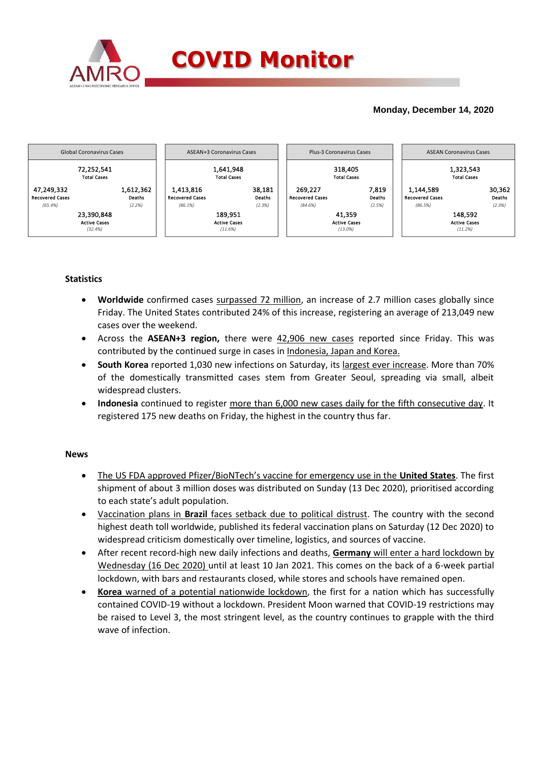# COVID Monitor

**Monday, December 14, 2020**

| Global Coronavirus Cases | | |
|---|---|---|
| | 72,252,541 Total Cases | |
| 47,249,332 Recovered Cases *(65.4%)* | | 1,612,362 Deaths *(2.2%)* |
| | 23,390,848 Active Cases *(32.4%)* | |

| ASEAN+3 Coronavirus Cases | | |
|---|---|---|
| | 1,641,948 Total Cases | |
| 1,413,816 Recovered Cases *(86.1%)* | | 38,181 Deaths *(2.3%)* |
| | 189,951 Active Cases *(11.6%)* | |

| Plus-3 Coronavirus Cases | | |
|---|---|---|
| | 318,405 Total Cases | |
| 269,227 Recovered Cases *(84.6%)* | | 7,819 Deaths *(2.5%)* |
| | 41,359 Active Cases *(13.0%)* | |

| ASEAN Coronavirus Cases | | |
|---|---|---|
| | 1,323,543 Total Cases | |
| 1,144,589 Recovered Cases *(86.5%)* | | 30,362 Deaths *(2.3%)* |
| | 148,592 Active Cases *(11.2%)* | |

## Statistics

- **Worldwide** confirmed cases surpassed 72 million, an increase of 2.7 million cases globally since Friday. The United States contributed 24% of this increase, registering an average of 213,049 new cases over the weekend.
- Across the **ASEAN+3 region,** there were 42,906 new cases reported since Friday. This was contributed by the continued surge in cases in Indonesia, Japan and Korea.
- **South Korea** reported 1,030 new infections on Saturday, its largest ever increase. More than 70% of the domestically transmitted cases stem from Greater Seoul, spreading via small, albeit widespread clusters.
- **Indonesia** continued to register more than 6,000 new cases daily for the fifth consecutive day. It registered 175 new deaths on Friday, the highest in the country thus far.

## News

- The US FDA approved Pfizer/BioNTech's vaccine for emergency use in the **United States**. The first shipment of about 3 million doses was distributed on Sunday (13 Dec 2020), prioritised according to each state's adult population.
- Vaccination plans in **Brazil** faces setback due to political distrust. The country with the second highest death toll worldwide, published its federal vaccination plans on Saturday (12 Dec 2020) to widespread criticism domestically over timeline, logistics, and sources of vaccine.
- After recent record-high new daily infections and deaths, **Germany** will enter a hard lockdown by Wednesday (16 Dec 2020) until at least 10 Jan 2021. This comes on the back of a 6-week partial lockdown, with bars and restaurants closed, while stores and schools have remained open.
- **Korea** warned of a potential nationwide lockdown, the first for a nation which has successfully contained COVID-19 without a lockdown. President Moon warned that COVID-19 restrictions may be raised to Level 3, the most stringent level, as the country continues to grapple with the third wave of infection.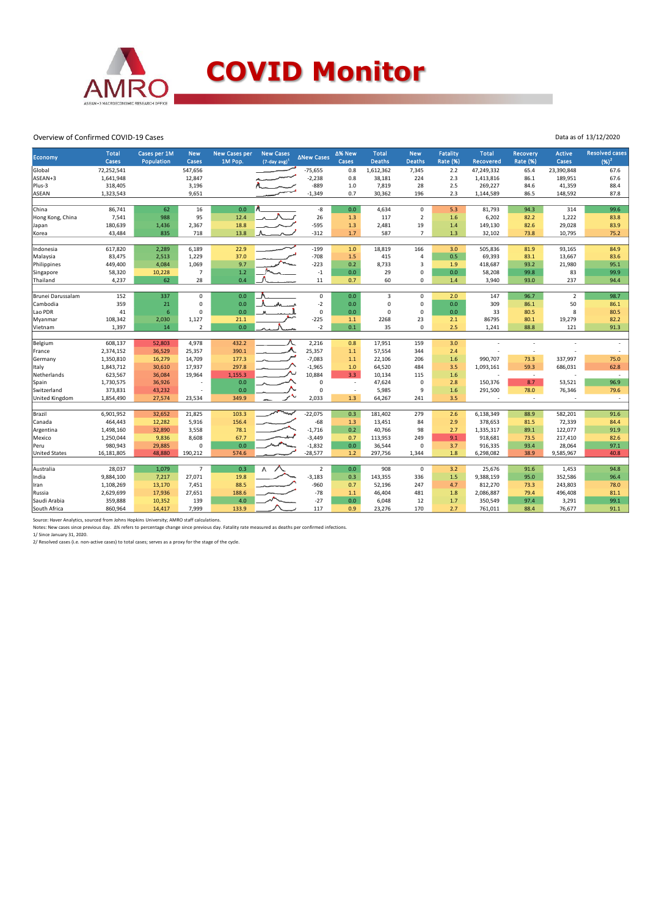# COVID Monitor

Overview of Confirmed COVID-19 Cases

Data as of 13/12/2020

| Economy | Total Cases | Cases per 1M Population | New Cases | New Cases per 1M Pop. | New Cases (7-day avg)[1] | ΔNew Cases | Δ% New Cases | Total Deaths | New Deaths | Fatality Rate (%) | Total Recovered | Recovery Rate (%) | Active Cases | Resolved cases (%)[2] |
|---|---|---|---|---|---|---|---|---|---|---|---|---|---|---|
| Global | 72,252,541 | | 547,656 | | | -75,655 | 0.8 | 1,612,362 | 7,345 | 2.2 | 47,249,332 | 65.4 | 23,390,848 | 67.6 |
| ASEAN+3 | 1,641,948 | | 12,847 | | | -2,238 | 0.8 | 38,181 | 224 | 2.3 | 1,413,816 | 86.1 | 189,951 | 67.6 |
| Plus-3 | 318,405 | | 3,196 | | | -889 | 1.0 | 7,819 | 28 | 2.5 | 269,227 | 84.6 | 41,359 | 88.4 |
| ASEAN | 1,323,543 | | 9,651 | | | -1,349 | 0.7 | 30,362 | 196 | 2.3 | 1,144,589 | 86.5 | 148,592 | 87.8 |
| | | | | | | | | | | | | | | |
| China | 86,741 | 62 | 16 | 0.0 | | -8 | 0.0 | 4,634 | 0 | 5.3 | 81,793 | 94.3 | 314 | 99.6 |
| Hong Kong, China | 7,541 | 988 | 95 | 12.4 | | 26 | 1.3 | 117 | 2 | 1.6 | 6,202 | 82.2 | 1,222 | 83.8 |
| Japan | 180,639 | 1,436 | 2,367 | 18.8 | | -595 | 1.3 | 2,481 | 19 | 1.4 | 149,130 | 82.6 | 29,028 | 83.9 |
| Korea | 43,484 | 835 | 718 | 13.8 | | -312 | 1.7 | 587 | 7 | 1.3 | 32,102 | 73.8 | 10,795 | 75.2 |
| | | | | | | | | | | | | | | |
| Indonesia | 617,820 | 2,289 | 6,189 | 22.9 | | -199 | 1.0 | 18,819 | 166 | 3.0 | 505,836 | 81.9 | 93,165 | 84.9 |
| Malaysia | 83,475 | 2,513 | 1,229 | 37.0 | | -708 | 1.5 | 415 | 4 | 0.5 | 69,393 | 83.1 | 13,667 | 83.6 |
| Philippines | 449,400 | 4,084 | 1,069 | 9.7 | | -223 | 0.2 | 8,733 | 3 | 1.9 | 418,687 | 93.2 | 21,980 | 95.1 |
| Singapore | 58,320 | 10,228 | 7 | 1.2 | | -1 | 0.0 | 29 | 0 | 0.0 | 58,208 | 99.8 | 83 | 99.9 |
| Thailand | 4,237 | 62 | 28 | 0.4 | | 11 | 0.7 | 60 | 0 | 1.4 | 3,940 | 93.0 | 237 | 94.4 |
| | | | | | | | | | | | | | | |
| Brunei Darussalam | 152 | 337 | 0 | 0.0 | | 0 | 0.0 | 3 | 0 | 2.0 | 147 | 96.7 | 2 | 98.7 |
| Cambodia | 359 | 21 | 0 | 0.0 | | -2 | 0.0 | 0 | 0 | 0.0 | 309 | 86.1 | 50 | 86.1 |
| Lao PDR | 41 | 6 | 0 | 0.0 | | 0 | 0.0 | 0 | 0 | 0.0 | 33 | 80.5 | 8 | 80.5 |
| Myanmar | 108,342 | 2,030 | 1,127 | 21.1 | | -225 | 1.1 | 2268 | 23 | 2.1 | 86795 | 80.1 | 19,279 | 82.2 |
| Vietnam | 1,397 | 14 | 2 | 0.0 | | -2 | 0.1 | 35 | 0 | 2.5 | 1,241 | 88.8 | 121 | 91.3 |
| | | | | | | | | | | | | | | |
| Belgium | 608,137 | 52,803 | 4,978 | 432.2 | | 2,216 | 0.8 | 17,951 | 159 | 3.0 | - | - | - | - |
| France | 2,374,152 | 36,529 | 25,357 | 390.1 | | 25,357 | 1.1 | 57,554 | 344 | 2.4 | - | - | - | - |
| Germany | 1,350,810 | 16,279 | 14,709 | 177.3 | | -7,083 | 1.1 | 22,106 | 206 | 1.6 | 990,707 | 73.3 | 337,997 | 75.0 |
| Italy | 1,843,712 | 30,610 | 17,937 | 297.8 | | -1,965 | 1.0 | 64,520 | 484 | 3.5 | 1,093,161 | 59.3 | 686,031 | 62.8 |
| Netherlands | 623,567 | 36,084 | 19,964 | 1,155.3 | | 10,884 | 3.3 | 10,134 | 115 | 1.6 | - | - | - | - |
| Spain | 1,730,575 | 36,926 | - | 0.0 | | 0 | - | 47,624 | 0 | 2.8 | 150,376 | 8.7 | 53,521 | 96.9 |
| Switzerland | 373,831 | 43,232 | - | 0.0 | | 0 | - | 5,985 | 9 | 1.6 | 291,500 | 78.0 | 76,346 | 79.6 |
| United Kingdom | 1,854,490 | 27,574 | 23,534 | 349.9 | | 2,033 | 1.3 | 64,267 | 241 | 3.5 | - | - | - | - |
| | | | | | | | | | | | | | | |
| Brazil | 6,901,952 | 32,652 | 21,825 | 103.3 | | -22,075 | 0.3 | 181,402 | 279 | 2.6 | 6,138,349 | 88.9 | 582,201 | 91.6 |
| Canada | 464,443 | 12,282 | 5,916 | 156.4 | | -68 | 1.3 | 13,451 | 84 | 2.9 | 378,653 | 81.5 | 72,339 | 84.4 |
| Argentina | 1,498,160 | 32,890 | 3,558 | 78.1 | | -1,716 | 0.2 | 40,766 | 98 | 2.7 | 1,335,317 | 89.1 | 122,077 | 91.9 |
| Mexico | 1,250,044 | 9,836 | 8,608 | 67.7 | | -3,449 | 0.7 | 113,953 | 249 | 9.1 | 918,681 | 73.5 | 217,410 | 82.6 |
| Peru | 980,943 | 29,885 | 0 | 0.0 | | -1,832 | 0.0 | 36,544 | 0 | 3.7 | 916,335 | 93.4 | 28,064 | 97.1 |
| United States | 16,181,805 | 48,880 | 190,212 | 574.6 | | -28,577 | 1.2 | 297,756 | 1,344 | 1.8 | 6,298,082 | 38.9 | 9,585,967 | 40.8 |
| | | | | | | | | | | | | | | |
| Australia | 28,037 | 1,079 | 7 | 0.3 | | 2 | 0.0 | 908 | 0 | 3.2 | 25,676 | 91.6 | 1,453 | 94.8 |
| India | 9,884,100 | 7,217 | 27,071 | 19.8 | | -3,183 | 0.3 | 143,355 | 336 | 1.5 | 9,388,159 | 95.0 | 352,586 | 96.4 |
| Iran | 1,108,269 | 13,170 | 7,451 | 88.5 | | -960 | 0.7 | 52,196 | 247 | 4.7 | 812,270 | 73.3 | 243,803 | 78.0 |
| Russia | 2,629,699 | 17,936 | 27,651 | 188.6 | | -78 | 1.1 | 46,404 | 481 | 1.8 | 2,086,887 | 79.4 | 496,408 | 81.1 |
| Saudi Arabia | 359,888 | 10,352 | 139 | 4.0 | | -27 | 0.0 | 6,048 | 12 | 1.7 | 350,549 | 97.4 | 3,291 | 99.1 |
| South Africa | 860,964 | 14,417 | 7,999 | 133.9 | | 117 | 0.9 | 23,276 | 170 | 2.7 | 761,011 | 88.4 | 76,677 | 91.1 |

Source: Haver Analytics, sourced from Johns Hopkins University; AMRO staff calculations.

Notes: New cases since previous day. Δ% refers to percentage change since previous day. Fatality rate measured as deaths per confirmed infections.

1/ Since January 31, 2020.

2/ Resolved cases (i.e. non-active cases) to total cases; serves as a proxy for the stage of the cycle.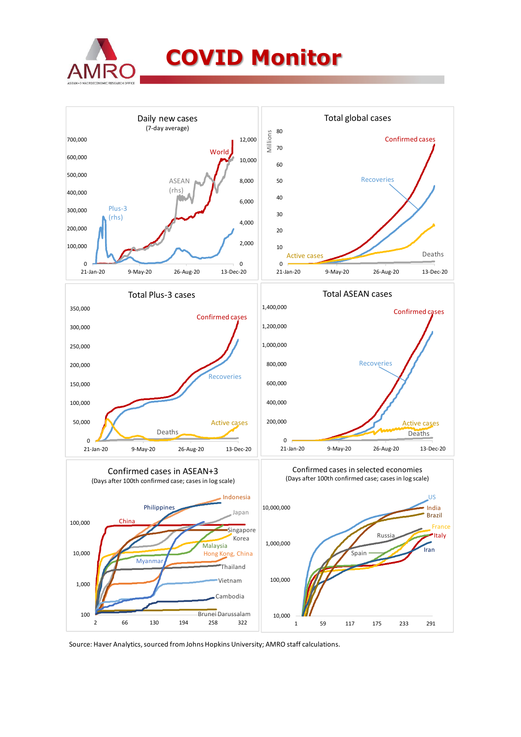# COVID Monitor

AMRO
ASEAN+3 MACROECONOMIC RESEARCH OFFICE

### Daily new cases
(7-day average)

700,000
600,000
500,000
400,000
300,000
200,000
100,000
0

12,000
10,000
8,000
6,000
4,000
2,000
0

World
ASEAN (rhs)
Plus-3 (rhs)

21-Jan-20 9-May-20 26-Aug-20 13-Dec-20

### Total global cases

Millions
80
70
60
50
40
30
20
10
0

Confirmed cases
Recoveries
Active cases
Deaths

21-Jan-20 9-May-20 26-Aug-20 13-Dec-20

### Total Plus-3 cases

350,000
300,000
250,000
200,000
150,000
100,000
50,000
0

Confirmed cases
Recoveries
Active cases
Deaths

21-Jan-20 9-May-20 26-Aug-20 13-Dec-20

### Total ASEAN cases

1,400,000
1,200,000
1,000,000
800,000
600,000
400,000
200,000
0

Confirmed cases
Recoveries
Active cases
Deaths

21-Jan-20 9-May-20 26-Aug-20 13-Dec-20

### Confirmed cases in ASEAN+3
(Days after 100th confirmed case; cases in log scale)

100,000
10,000
1,000
100

Indonesia
Philippines
Japan
China
Singapore
Korea
Malaysia
Hong Kong, China
Myanmar
Thailand
Vietnam
Cambodia
Brunei Darussalam

2 66 130 194 258 322

### Confirmed cases in selected economies
(Days after 100th confirmed case; cases in log scale)

10,000,000
1,000,000
100,000
10,000

US
India
Brazil
France
Russia
Italy
Spain
Iran

1 59 117 175 233 291

Source: Haver Analytics, sourced from Johns Hopkins University; AMRO staff calculations.